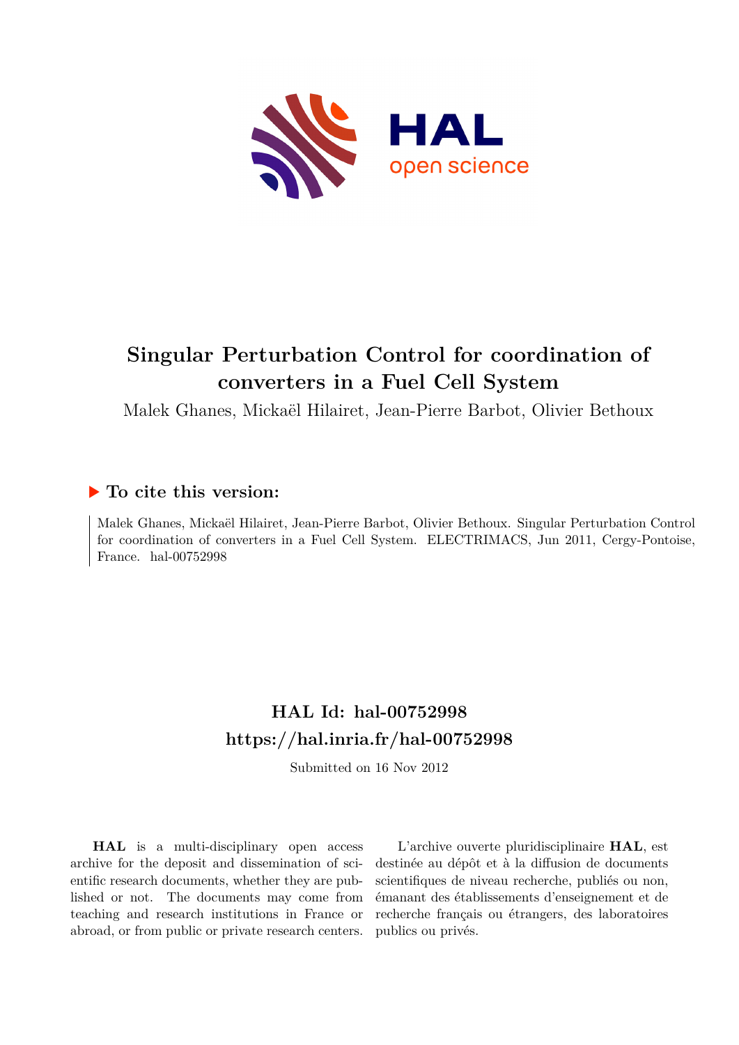# Singular Perturbation Control for coordination of converters in a Fuel Cell System

Malek Ghanes, Mickaël Hilairet, Jean-Pierre Barbot, Olivier Bethoux

## ▶ To cite this version:

Malek Ghanes, Mickaël Hilairet, Jean-Pierre Barbot, Olivier Bethoux. Singular Perturbation Control for coordination of converters in a Fuel Cell System. ELECTRIMACS, Jun 2011, Cergy-Pontoise, France. hal-00752998

## HAL Id: hal-00752998

## https://hal.inria.fr/hal-00752998

Submitted on 16 Nov 2012

**HAL** is a multi-disciplinary open access archive for the deposit and dissemination of scientific research documents, whether they are published or not. The documents may come from teaching and research institutions in France or abroad, or from public or private research centers.

L'archive ouverte pluridisciplinaire **HAL**, est destinée au dépôt et à la diffusion de documents scientifiques de niveau recherche, publiés ou non, émanant des établissements d'enseignement et de recherche français ou étrangers, des laboratoires publics ou privés.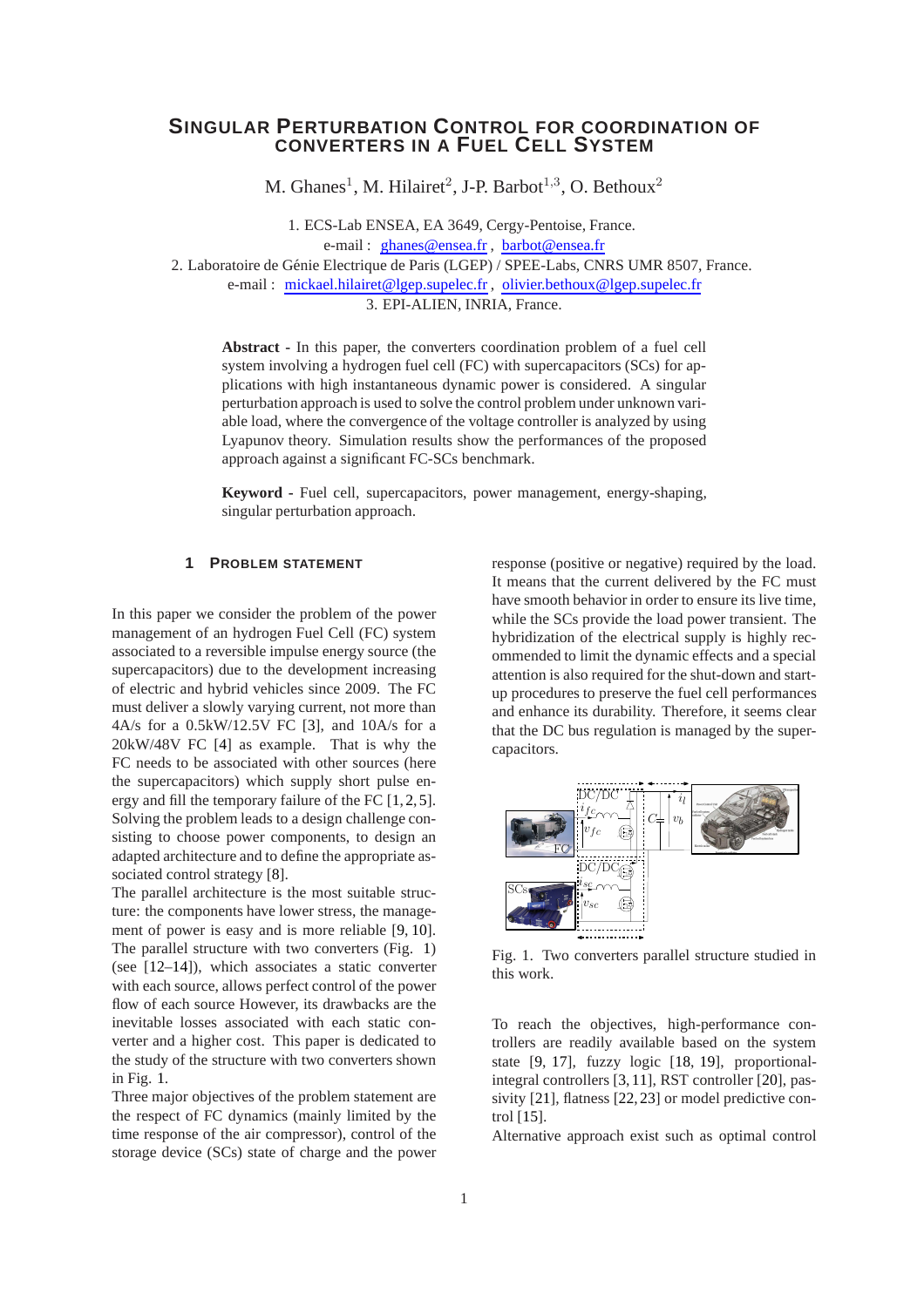# SINGULAR PERTURBATION CONTROL FOR COORDINATION OF CONVERTERS IN A FUEL CELL SYSTEM

M. Ghanes[1], M. Hilairet[2], J-P. Barbot[1,3], O. Bethoux[2]

1. ECS-Lab ENSEA, EA 3649, Cergy-Pentoise, France.
e-mail : ghanes@ensea.fr , barbot@ensea.fr
2. Laboratoire de Génie Electrique de Paris (LGEP) / SPEE-Labs, CNRS UMR 8507, France.
e-mail : mickael.hilairet@lgep.supelec.fr , olivier.bethoux@lgep.supelec.fr
3. EPI-ALIEN, INRIA, France.

**Abstract -** In this paper, the converters coordination problem of a fuel cell system involving a hydrogen fuel cell (FC) with supercapacitors (SCs) for applications with high instantaneous dynamic power is considered. A singular perturbation approach is used to solve the control problem under unknown variable load, where the convergence of the voltage controller is analyzed by using Lyapunov theory. Simulation results show the performances of the proposed approach against a significant FC-SCs benchmark.

**Keyword -** Fuel cell, supercapacitors, power management, energy-shaping, singular perturbation approach.

## 1 PROBLEM STATEMENT

In this paper we consider the problem of the power management of an hydrogen Fuel Cell (FC) system associated to a reversible impulse energy source (the supercapacitors) due to the development increasing of electric and hybrid vehicles since 2009. The FC must deliver a slowly varying current, not more than 4A/s for a 0.5kW/12.5V FC [3], and 10A/s for a 20kW/48V FC [4] as example. That is why the FC needs to be associated with other sources (here the supercapacitors) which supply short pulse energy and fill the temporary failure of the FC [1, 2, 5]. Solving the problem leads to a design challenge consisting to choose power components, to design an adapted architecture and to define the appropriate associated control strategy [8].

The parallel architecture is the most suitable structure: the components have lower stress, the management of power is easy and is more reliable [9, 10]. The parallel structure with two converters (Fig. 1) (see [12–14]), which associates a static converter with each source, allows perfect control of the power flow of each source However, its drawbacks are the inevitable losses associated with each static converter and a higher cost. This paper is dedicated to the study of the structure with two converters shown in Fig. 1.

Three major objectives of the problem statement are the respect of FC dynamics (mainly limited by the time response of the air compressor), control of the storage device (SCs) state of charge and the power response (positive or negative) required by the load. It means that the current delivered by the FC must have smooth behavior in order to ensure its live time, while the SCs provide the load power transient. The hybridization of the electrical supply is highly recommended to limit the dynamic effects and a special attention is also required for the shut-down and start-up procedures to preserve the fuel cell performances and enhance its durability. Therefore, it seems clear that the DC bus regulation is managed by the supercapacitors.

Fig. 1. Two converters parallel structure studied in this work.

To reach the objectives, high-performance controllers are readily available based on the system state [9, 17], fuzzy logic [18, 19], proportional-integral controllers [3, 11], RST controller [20], passivity [21], flatness [22, 23] or model predictive control [15].

Alternative approach exist such as optimal control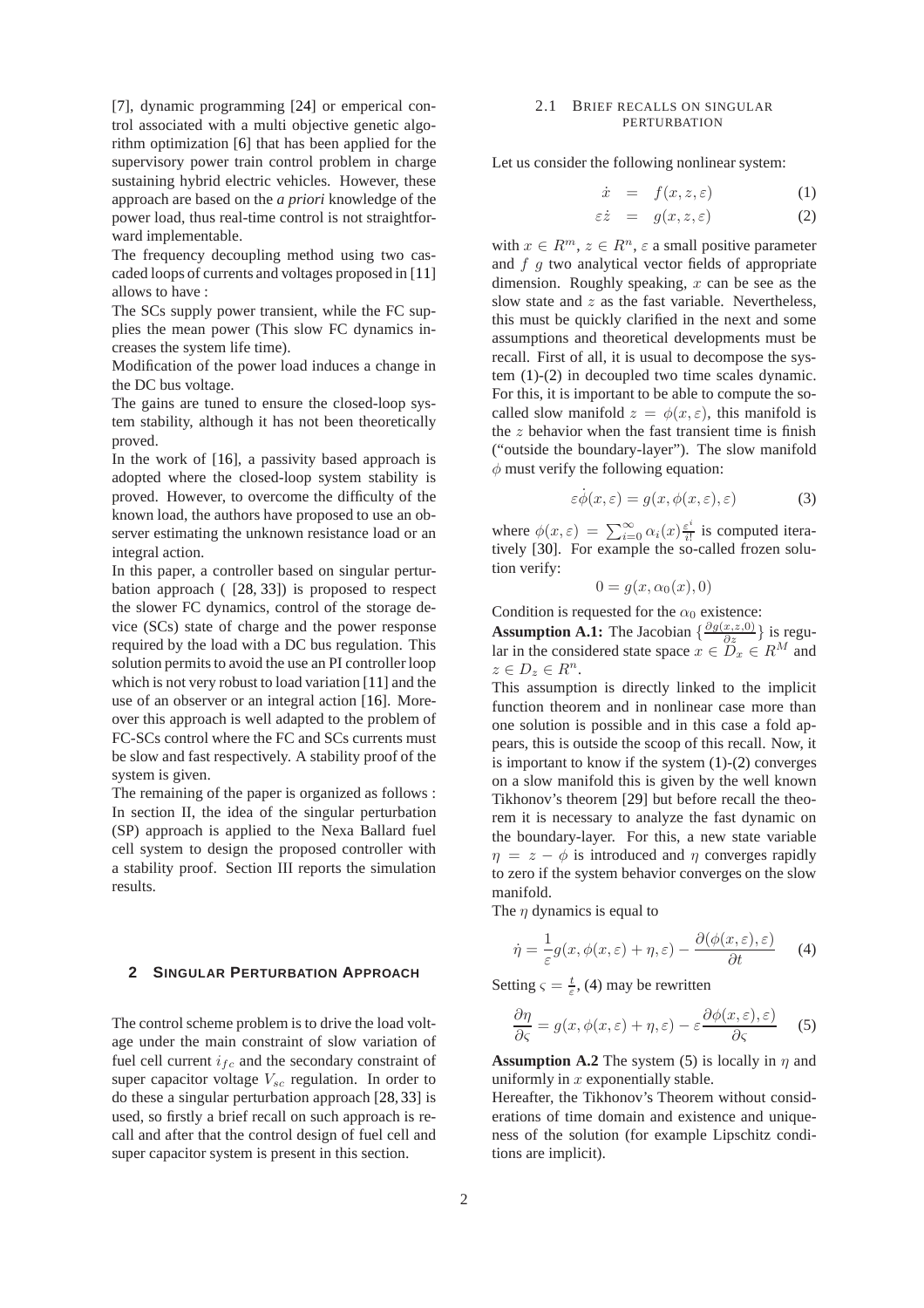[7], dynamic programming [24] or emperical control associated with a multi objective genetic algorithm optimization [6] that has been applied for the supervisory power train control problem in charge sustaining hybrid electric vehicles. However, these approach are based on the *a priori* knowledge of the power load, thus real-time control is not straightforward implementable.

The frequency decoupling method using two cascaded loops of currents and voltages proposed in [11] allows to have :

The SCs supply power transient, while the FC supplies the mean power (This slow FC dynamics increases the system life time).

Modification of the power load induces a change in the DC bus voltage.

The gains are tuned to ensure the closed-loop system stability, although it has not been theoretically proved.

In the work of [16], a passivity based approach is adopted where the closed-loop system stability is proved. However, to overcome the difficulty of the known load, the authors have proposed to use an observer estimating the unknown resistance load or an integral action.

In this paper, a controller based on singular perturbation approach ( [28, 33]) is proposed to respect the slower FC dynamics, control of the storage device (SCs) state of charge and the power response required by the load with a DC bus regulation. This solution permits to avoid the use an PI controller loop which is not very robust to load variation [11] and the use of an observer or an integral action [16]. Moreover this approach is well adapted to the problem of FC-SCs control where the FC and SCs currents must be slow and fast respectively. A stability proof of the system is given.

The remaining of the paper is organized as follows : In section II, the idea of the singular perturbation (SP) approach is applied to the Nexa Ballard fuel cell system to design the proposed controller with a stability proof. Section III reports the simulation results.

## 2 Singular Perturbation Approach

The control scheme problem is to drive the load voltage under the main constraint of slow variation of fuel cell current $i_{fc}$ and the secondary constraint of super capacitor voltage $V_{sc}$ regulation. In order to do these a singular perturbation approach [28, 33] is used, so firstly a brief recall on such approach is recall and after that the control design of fuel cell and super capacitor system is present in this section.

### 2.1 Brief recalls on singular perturbation

Let us consider the following nonlinear system:

$$\dot{x} = f(x, z, \varepsilon) \quad (1)$$

$$\varepsilon\dot{z} = g(x, z, \varepsilon) \quad (2)$$

with $x \in R^m$, $z \in R^n$, $\varepsilon$ a small positive parameter and $f$ $g$ two analytical vector fields of appropriate dimension. Roughly speaking, $x$ can be see as the slow state and $z$ as the fast variable. Nevertheless, this must be quickly clarified in the next and some assumptions and theoretical developments must be recall. First of all, it is usual to decompose the system (1)-(2) in decoupled two time scales dynamic. For this, it is important to be able to compute the so-called slow manifold $z = \phi(x, \varepsilon)$, this manifold is the $z$ behavior when the fast transient time is finish ("outside the boundary-layer"). The slow manifold $\phi$ must verify the following equation:

$$\varepsilon\dot{\phi}(x, \varepsilon) = g(x, \phi(x, \varepsilon), \varepsilon) \quad (3)$$

where $\phi(x, \varepsilon) = \sum_{i=0}^{\infty} \alpha_i(x)\frac{\varepsilon^i}{i!}$ is computed iteratively [30]. For example the so-called frozen solution verify:

$$0 = g(x, \alpha_0(x), 0)$$

Condition is requested for the $\alpha_0$ existence:

**Assumption A.1:** The Jacobian $\{\frac{\partial g(x,z,0)}{\partial z}\}$ is regular in the considered state space $x \in D_x \in R^M$ and $z \in D_z \in R^n$.

This assumption is directly linked to the implicit function theorem and in nonlinear case more than one solution is possible and in this case a fold appears, this is outside the scoop of this recall. Now, it is important to know if the system (1)-(2) converges on a slow manifold this is given by the well known Tikhonov's theorem [29] but before recall the theorem it is necessary to analyze the fast dynamic on the boundary-layer. For this, a new state variable $\eta = z - \phi$ is introduced and $\eta$ converges rapidly to zero if the system behavior converges on the slow manifold.

The $\eta$ dynamics is equal to

$$\dot{\eta} = \frac{1}{\varepsilon}g(x, \phi(x, \varepsilon) + \eta, \varepsilon) - \frac{\partial(\phi(x, \varepsilon), \varepsilon)}{\partial t} \quad (4)$$

Setting $\varsigma = \frac{t}{\varepsilon}$, (4) may be rewritten

$$\frac{\partial\eta}{\partial\varsigma} = g(x, \phi(x, \varepsilon) + \eta, \varepsilon) - \varepsilon\frac{\partial\phi(x, \varepsilon), \varepsilon)}{\partial\varsigma} \quad (5)$$

**Assumption A.2** The system (5) is locally in $\eta$ and uniformly in $x$ exponentially stable.

Hereafter, the Tikhonov's Theorem without considerations of time domain and existence and uniqueness of the solution (for example Lipschitz conditions are implicit).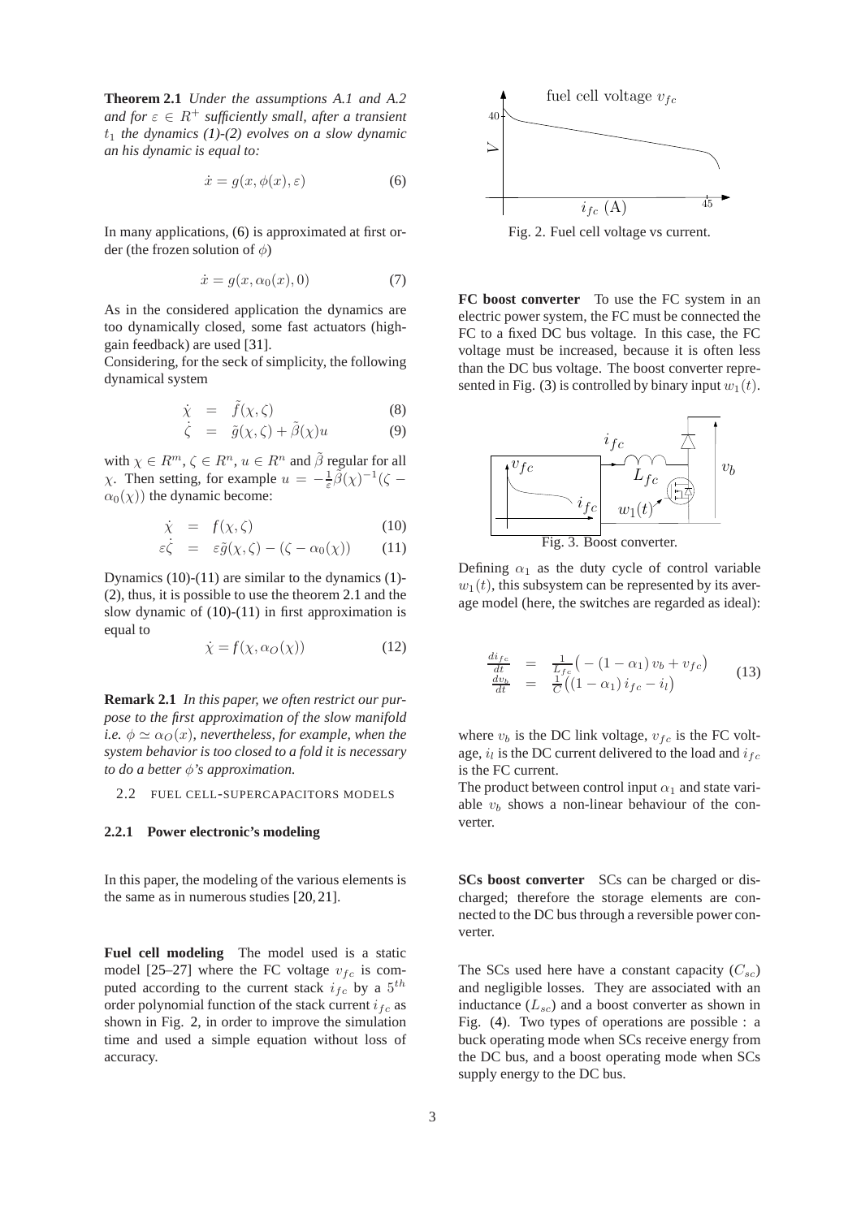**Theorem 2.1** *Under the assumptions A.1 and A.2 and for $\varepsilon \in R^+$ sufficiently small, after a transient $t_1$ the dynamics (1)-(2) evolves on a slow dynamic an his dynamic is equal to:*

$$\dot{x} = g(x, \phi(x), \varepsilon) \tag{6}$$

In many applications, (6) is approximated at first order (the frozen solution of $\phi$)

$$\dot{x} = g(x, \alpha_0(x), 0) \tag{7}$$

As in the considered application the dynamics are too dynamically closed, some fast actuators (high-gain feedback) are used [31].

Considering, for the seck of simplicity, the following dynamical system

$$\dot{\chi} = \tilde{f}(\chi, \zeta) \tag{8}$$

$$\dot{\zeta} = \tilde{g}(\chi, \zeta) + \tilde{\beta}(\chi) u \tag{9}$$

with $\chi \in R^m$, $\zeta \in R^n$, $u \in R^n$ and $\tilde{\beta}$ regular for all $\chi$. Then setting, for example $u = -\frac{1}{\varepsilon}\tilde{\beta}(\chi)^{-1}(\zeta - \alpha_0(\chi))$ the dynamic become:

$$\dot{\chi} = f(\chi, \zeta) \tag{10}$$

$$\varepsilon\dot{\zeta} = \varepsilon\tilde{g}(\chi, \zeta) - (\zeta - \alpha_0(\chi)) \tag{11}$$

Dynamics (10)-(11) are similar to the dynamics (1)-(2), thus, it is possible to use the theorem 2.1 and the slow dynamic of (10)-(11) in first approximation is equal to

$$\dot{\chi} = f(\chi, \alpha_O(\chi)) \tag{12}$$

**Remark 2.1** *In this paper, we often restrict our purpose to the first approximation of the slow manifold i.e. $\phi \simeq \alpha_O(x)$, nevertheless, for example, when the system behavior is too closed to a fold it is necessary to do a better $\phi$'s approximation.*

## 2.2 FUEL CELL-SUPERCAPACITORS MODELS

### 2.2.1 Power electronic's modeling

In this paper, the modeling of the various elements is the same as in numerous studies [20, 21].

**Fuel cell modeling** The model used is a static model [25–27] where the FC voltage $v_{fc}$ is computed according to the current stack $i_{fc}$ by a $5^{th}$ order polynomial function of the stack current $i_{fc}$ as shown in Fig. 2, in order to improve the simulation time and used a simple equation without loss of accuracy.

Fig. 2. Fuel cell voltage vs current.

**FC boost converter** To use the FC system in an electric power system, the FC must be connected the FC to a fixed DC bus voltage. In this case, the FC voltage must be increased, because it is often less than the DC bus voltage. The boost converter represented in Fig. (3) is controlled by binary input $w_1(t)$.

Fig. 3. Boost converter.

Defining $\alpha_1$ as the duty cycle of control variable $w_1(t)$, this subsystem can be represented by its average model (here, the switches are regarded as ideal):

$$\begin{array}{rcl} \frac{di_{fc}}{dt} & = & \frac{1}{L_{fc}}\left(-(1-\alpha_1)\, v_b + v_{fc}\right) \\ \frac{dv_b}{dt} & = & \frac{1}{C}\left((1-\alpha_1)\, i_{fc} - i_l\right) \end{array} \tag{13}$$

where $v_b$ is the DC link voltage, $v_{fc}$ is the FC voltage, $i_l$ is the DC current delivered to the load and $i_{fc}$ is the FC current.

The product between control input $\alpha_1$ and state variable $v_b$ shows a non-linear behaviour of the converter.

**SCs boost converter** SCs can be charged or discharged; therefore the storage elements are connected to the DC bus through a reversible power converter.

The SCs used here have a constant capacity ($C_{sc}$) and negligible losses. They are associated with an inductance ($L_{sc}$) and a boost converter as shown in Fig. (4). Two types of operations are possible : a buck operating mode when SCs receive energy from the DC bus, and a boost operating mode when SCs supply energy to the DC bus.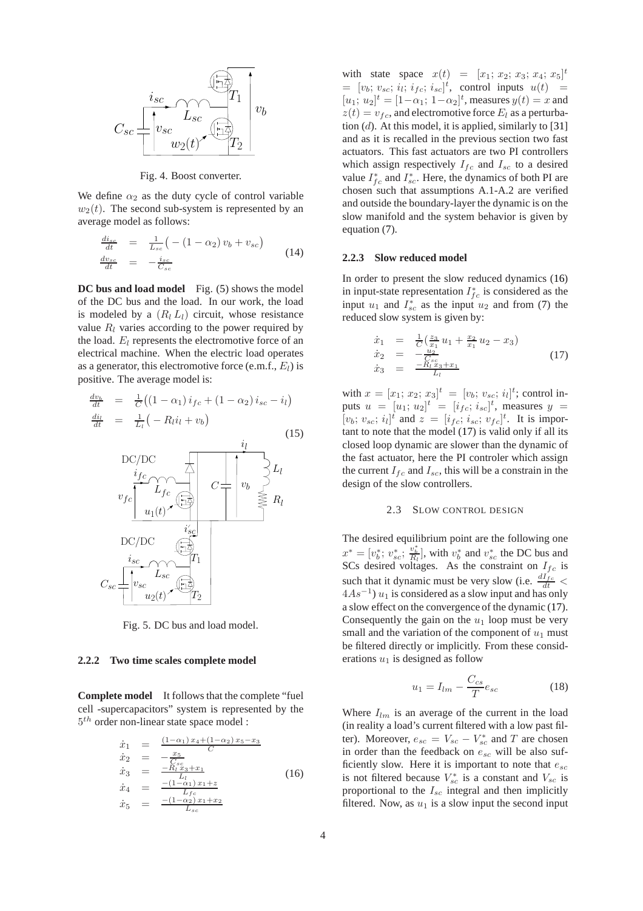Fig. 4. Boost converter.

We define $\alpha_2$ as the duty cycle of control variable $w_2(t)$. The second sub-system is represented by an average model as follows:

$$
\begin{array}{rcl}
\frac{di_{sc}}{dt} & = & \frac{1}{L_{sc}}\big(-(1-\alpha_2)\,v_b + v_{sc}\big) \\
\frac{dv_{sc}}{dt} & = & -\frac{i_{sc}}{C_{sc}}
\end{array}
\tag{14}
$$

**DC bus and load model** Fig. (5) shows the model of the DC bus and the load. In our work, the load is modeled by a $(R_l\, L_l)$ circuit, whose resistance value $R_l$ varies according to the power required by the load. $E_l$ represents the electromotive force of an electrical machine. When the electric load operates as a generator, this electromotive force (e.m.f., $E_l$) is positive. The average model is:

$$
\begin{array}{rcl}
\frac{dv_b}{dt} & = & \frac{1}{C}\big((1-\alpha_1)\,i_{fc} + (1-\alpha_2)\,i_{sc} - i_l\big) \\
\frac{di_l}{dt} & = & \frac{1}{L_l}\big(-R_l i_l + v_b\big)
\end{array}
\tag{15}
$$

Fig. 5. DC bus and load model.

### 2.2.2 Two time scales complete model

**Complete model** It follows that the complete "fuel cell -supercapacitors" system is represented by the $5^{th}$ order non-linear state space model :

$$
\begin{array}{rcl}
\dot{x}_1 & = & \frac{(1-\alpha_1)\,x_4 + (1-\alpha_2)\,x_5 - x_3}{C} \\
\dot{x}_2 & = & -\frac{x_5}{C_{sc}} \\
\dot{x}_3 & = & \frac{-R_l\,x_3 + x_1}{L_l} \\
\dot{x}_4 & = & \frac{-(1-\alpha_1)\,x_1 + z}{L_{fc}} \\
\dot{x}_5 & = & \frac{-(1-\alpha_2)\,x_1 + x_2}{L_{sc}}
\end{array}
\tag{16}
$$

with state space $x(t) = [x_1;\, x_2;\, x_3;\, x_4;\, x_5]^t = [v_b;\, v_{sc};\, i_l;\, i_{fc};\, i_{sc}]^t$, control inputs $u(t) = [u_1;\, u_2]^t = [1-\alpha_1;\, 1-\alpha_2]^t$, measures $y(t) = x$ and $z(t) = v_{fc}$, and electromotive force $E_l$ as a perturbation ($d$). At this model, it is applied, similarly to [31] and as it is recalled in the previous section two fast actuators. This fast actuators are two PI controllers which assign respectively $I_{fc}$ and $I_{sc}$ to a desired value $I^*_{fc}$ and $I^*_{sc}$. Here, the dynamics of both PI are chosen such that assumptions A.1-A.2 are verified and outside the boundary-layer the dynamic is on the slow manifold and the system behavior is given by equation (7).

### 2.2.3 Slow reduced model

In order to present the slow reduced dynamics (16) in input-state representation $I^*_{fc}$ is considered as the input $u_1$ and $I^*_{sc}$ as the input $u_2$ and from (7) the reduced slow system is given by:

$$
\begin{array}{rcl}
\dot{x}_1 & = & \frac{1}{C}\big(\frac{z_3}{x_1}\,u_1 + \frac{x_2}{x_1}\,u_2 - x_3\big) \\
\dot{x}_2 & = & -\frac{u_2}{C_{sc}} \\
\dot{x}_3 & = & \frac{-R_l\,x_3 + x_1}{L_l}
\end{array}
\tag{17}
$$

with $x = [x_1;\, x_2;\, x_3]^t = [v_b;\, v_{sc};\, i_l]^t$; control inputs $u = [u_1;\, u_2]^t = [i_{fc};\, i_{sc}]^t$, measures $y = [v_b;\, v_{sc};\, i_l]^t$ and $z = [i_{fc};\, i_{sc};\, v_{fc}]^t$. It is important to note that the model (17) is valid only if all its closed loop dynamic are slower than the dynamic of the fast actuator, here the PI controler which assign the current $I_{fc}$ and $I_{sc}$, this will be a constrain in the design of the slow controllers.

## 2.3 Slow control design

The desired equilibrium point are the following one $x^* = [v^*_b;\, v^*_{sc};\, \frac{v^*_b}{R_l}]$, with $v^*_b$ and $v^*_{sc}$ the DC bus and SCs desired voltages. As the constraint on $I_{fc}$ is such that it dynamic must be very slow (i.e. $\frac{dI_{fc}}{dt} < 4As^{-1}$) $u_1$ is considered as a slow input and has only a slow effect on the convergence of the dynamic (17). Consequently the gain on the $u_1$ loop must be very small and the variation of the component of $u_1$ must be filtered directly or implicitly. From these considerations $u_1$ is designed as follow

$$
u_1 = I_{lm} - \frac{C_{cs}}{T} e_{sc}
\tag{18}
$$

Where $I_{lm}$ is an average of the current in the load (in reality a load's current filtered with a low past filter). Moreover, $e_{sc} = V_{sc} - V^*_{sc}$ and $T$ are chosen in order than the feedback on $e_{sc}$ will be also sufficiently slow. Here it is important to note that $e_{sc}$ is not filtered because $V^*_{sc}$ is a constant and $V_{sc}$ is proportional to the $I_{sc}$ integral and then implicitly filtered. Now, as $u_1$ is a slow input the second input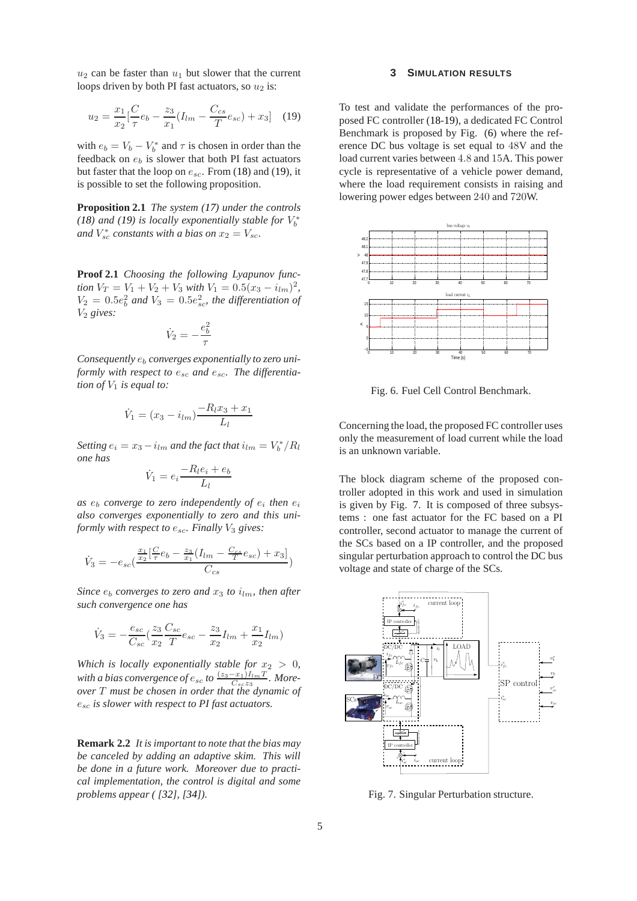$u_2$ can be faster than $u_1$ but slower that the current loops driven by both PI fast actuators, so $u_2$ is:

$$u_2 = \frac{x_1}{x_2}[\frac{C}{\tau}e_b - \frac{z_3}{x_1}(I_{lm} - \frac{C_{cs}}{T}e_{sc}) + x_3] \quad (19)$$

with $e_b = V_b - V_b^*$ and $\tau$ is chosen in order than the feedback on $e_b$ is slower that both PI fast actuators but faster that the loop on $e_{sc}$. From (18) and (19), it is possible to set the following proposition.

**Proposition 2.1** *The system (17) under the controls (18) and (19) is locally exponentially stable for $V_b^*$ and $V_{sc}^*$ constants with a bias on $x_2 = V_{sc}$.*

**Proof 2.1** *Choosing the following Lyapunov function $V_T = V_1 + V_2 + V_3$ with $V_1 = 0.5(x_3 - i_{lm})^2$, $V_2 = 0.5e_b^2$ and $V_3 = 0.5e_{sc}^2$, the differentiation of $V_2$ gives:*

$$\dot{V}_2 = -\frac{e_b^2}{\tau}$$

*Consequently $e_b$ converges exponentially to zero uniformly with respect to $e_{sc}$ and $e_{sc}$. The differentiation of $V_1$ is equal to:*

$$\dot{V}_1 = (x_3 - i_{lm})\frac{-R_l x_3 + x_1}{L_l}$$

*Setting $e_i = x_3 - i_{lm}$ and the fact that $i_{lm} = V_b^*/R_l$ one has*

$$\dot{V}_1 = e_i\frac{-R_l e_i + e_b}{L_l}$$

*as $e_b$ converge to zero independently of $e_i$ then $e_i$ also converges exponentially to zero and this uniformly with respect to $e_{sc}$. Finally $V_3$ gives:*

$$\dot{V}_3 = -e_{sc}(\frac{\frac{x_1}{x_2}[\frac{C}{\tau}e_b - \frac{z_3}{x_1}(I_{lm} - \frac{C_{cs}}{T}e_{sc}) + x_3]}{C_{cs}})$$

*Since $e_b$ converges to zero and $x_3$ to $i_{lm}$, then after such convergence one has*

$$\dot{V}_3 = -\frac{e_{sc}}{C_{sc}}(\frac{z_3}{x_2}\frac{C_{sc}}{T}e_{sc} - \frac{z_3}{x_2}I_{lm} + \frac{x_1}{x_2}I_{lm})$$

*Which is locally exponentially stable for $x_2 > 0$, with a bias convergence of $e_{sc}$ to $\frac{(z_3 - x_1)I_{lm}T}{C_{sc}z_3}$. Moreover $T$ must be chosen in order that the dynamic of $e_{sc}$ is slower with respect to PI fast actuators.*

**Remark 2.2** *It is important to note that the bias may be canceled by adding an adaptive skim. This will be done in a future work. Moreover due to practical implementation, the control is digital and some problems appear ( [32], [34]).*

## 3 SIMULATION RESULTS

To test and validate the performances of the proposed FC controller (18-19), a dedicated FC Control Benchmark is proposed by Fig. (6) where the reference DC bus voltage is set equal to 48V and the load current varies between 4.8 and 15A. This power cycle is representative of a vehicle power demand, where the load requirement consists in raising and lowering power edges between 240 and 720W.

Fig. 6. Fuel Cell Control Benchmark.

Concerning the load, the proposed FC controller uses only the measurement of load current while the load is an unknown variable.

The block diagram scheme of the proposed controller adopted in this work and used in simulation is given by Fig. 7. It is composed of three subsystems : one fast actuator for the FC based on a PI controller, second actuator to manage the current of the SCs based on a IP controller, and the proposed singular perturbation approach to control the DC bus voltage and state of charge of the SCs.

Fig. 7. Singular Perturbation structure.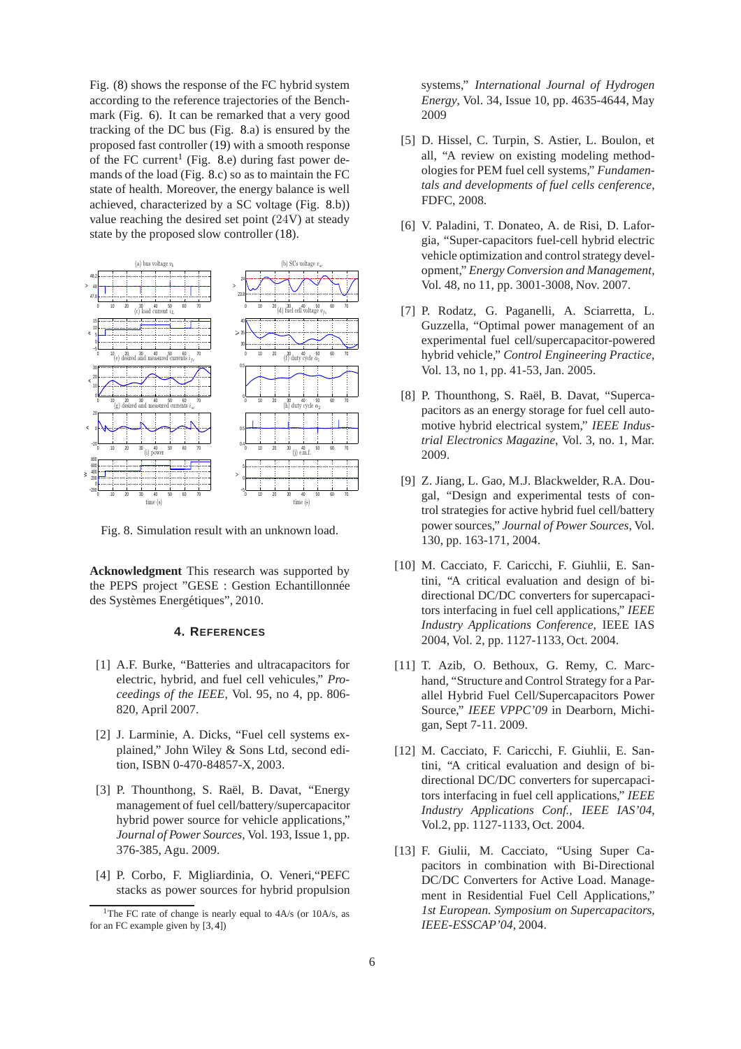Fig. (8) shows the response of the FC hybrid system according to the reference trajectories of the Benchmark (Fig. 6). It can be remarked that a very good tracking of the DC bus (Fig. 8.a) is ensured by the proposed fast controller (19) with a smooth response of the FC current[1] (Fig. 8.e) during fast power demands of the load (Fig. 8.c) so as to maintain the FC state of health. Moreover, the energy balance is well achieved, characterized by a SC voltage (Fig. 8.b)) value reaching the desired set point (24V) at steady state by the proposed slow controller (18).

Fig. 8. Simulation result with an unknown load.

**Acknowledgment** This research was supported by the PEPS project "GESE : Gestion Echantillonnée des Systèmes Energétiques", 2010.

## 4. REFERENCES

[1] A.F. Burke, "Batteries and ultracapacitors for electric, hybrid, and fuel cell vehicules," *Proceedings of the IEEE*, Vol. 95, no 4, pp. 806-820, April 2007.

[2] J. Larminie, A. Dicks, "Fuel cell systems explained," John Wiley & Sons Ltd, second edition, ISBN 0-470-84857-X, 2003.

[3] P. Thounthong, S. Raël, B. Davat, "Energy management of fuel cell/battery/supercapacitor hybrid power source for vehicle applications," *Journal of Power Sources*, Vol. 193, Issue 1, pp. 376-385, Agu. 2009.

[4] P. Corbo, F. Migliardinia, O. Veneri,"PEFC stacks as power sources for hybrid propulsion systems," *International Journal of Hydrogen Energy*, Vol. 34, Issue 10, pp. 4635-4644, May 2009

[5] D. Hissel, C. Turpin, S. Astier, L. Boulon, et all, "A review on existing modeling methodologies for PEM fuel cell systems," *Fundamentals and developments of fuel cells cenference*, FDFC, 2008.

[6] V. Paladini, T. Donateo, A. de Risi, D. Laforgia, "Super-capacitors fuel-cell hybrid electric vehicle optimization and control strategy development," *Energy Conversion and Management*, Vol. 48, no 11, pp. 3001-3008, Nov. 2007.

[7] P. Rodatz, G. Paganelli, A. Sciarretta, L. Guzzella, "Optimal power management of an experimental fuel cell/supercapacitor-powered hybrid vehicle," *Control Engineering Practice*, Vol. 13, no 1, pp. 41-53, Jan. 2005.

[8] P. Thounthong, S. Raël, B. Davat, "Supercapacitors as an energy storage for fuel cell automotive hybrid electrical system," *IEEE Industrial Electronics Magazine*, Vol. 3, no. 1, Mar. 2009.

[9] Z. Jiang, L. Gao, M.J. Blackwelder, R.A. Dougal, "Design and experimental tests of control strategies for active hybrid fuel cell/battery power sources," *Journal of Power Sources*, Vol. 130, pp. 163-171, 2004.

[10] M. Cacciato, F. Caricchi, F. Giuhlii, E. Santini, "A critical evaluation and design of bidirectional DC/DC converters for supercapacitors interfacing in fuel cell applications," *IEEE Industry Applications Conference*, IEEE IAS 2004, Vol. 2, pp. 1127-1133, Oct. 2004.

[11] T. Azib, O. Bethoux, G. Remy, C. Marchand, "Structure and Control Strategy for a Parallel Hybrid Fuel Cell/Supercapacitors Power Source," *IEEE VPPC'09* in Dearborn, Michigan, Sept 7-11. 2009.

[12] M. Cacciato, F. Caricchi, F. Giuhlii, E. Santini, "A critical evaluation and design of bidirectional DC/DC converters for supercapacitors interfacing in fuel cell applications," *IEEE Industry Applications Conf., IEEE IAS'04*, Vol.2, pp. 1127-1133, Oct. 2004.

[13] F. Giulii, M. Cacciato, "Using Super Capacitors in combination with Bi-Directional DC/DC Converters for Active Load. Management in Residential Fuel Cell Applications," *1st European. Symposium on Supercapacitors, IEEE-ESSCAP'04*, 2004.

[1] The FC rate of change is nearly equal to 4A/s (or 10A/s, as for an FC example given by [3, 4])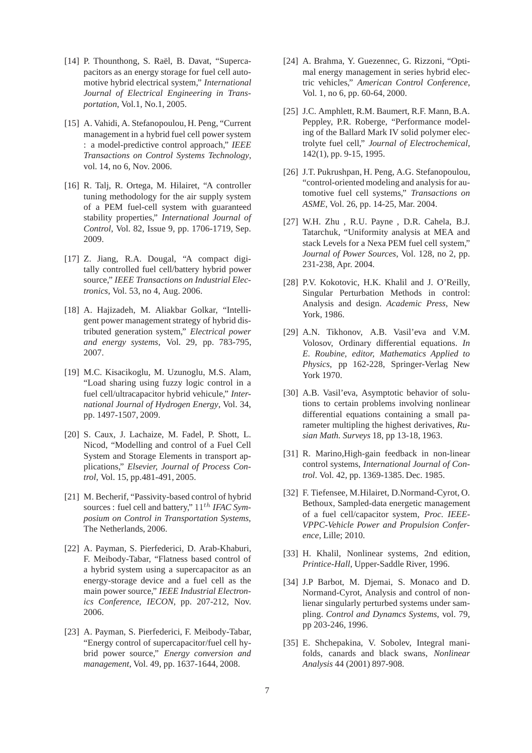[14] P. Thounthong, S. Raël, B. Davat, "Supercapacitors as an energy storage for fuel cell automotive hybrid electrical system," *International Journal of Electrical Engineering in Transportation*, Vol.1, No.1, 2005.

[15] A. Vahidi, A. Stefanopoulou, H. Peng, "Current management in a hybrid fuel cell power system : a model-predictive control approach," *IEEE Transactions on Control Systems Technology*, vol. 14, no 6, Nov. 2006.

[16] R. Talj, R. Ortega, M. Hilairet, "A controller tuning methodology for the air supply system of a PEM fuel-cell system with guaranteed stability properties," *International Journal of Control*, Vol. 82, Issue 9, pp. 1706-1719, Sep. 2009.

[17] Z. Jiang, R.A. Dougal, "A compact digitally controlled fuel cell/battery hybrid power source," *IEEE Transactions on Industrial Electronics*, Vol. 53, no 4, Aug. 2006.

[18] A. Hajizadeh, M. Aliakbar Golkar, "Intelligent power management strategy of hybrid distributed generation system," *Electrical power and energy systems*, Vol. 29, pp. 783-795, 2007.

[19] M.C. Kisacikoglu, M. Uzunoglu, M.S. Alam, "Load sharing using fuzzy logic control in a fuel cell/ultracapacitor hybrid vehicule," *International Journal of Hydrogen Energy*, Vol. 34, pp. 1497-1507, 2009.

[20] S. Caux, J. Lachaize, M. Fadel, P. Shott, L. Nicod, "Modelling and control of a Fuel Cell System and Storage Elements in transport applications," *Elsevier, Journal of Process Control*, Vol. 15, pp.481-491, 2005.

[21] M. Becherif, "Passivity-based control of hybrid sources : fuel cell and battery," $11^{th}$ *IFAC Symposium on Control in Transportation Systems*, The Netherlands, 2006.

[22] A. Payman, S. Pierfederici, D. Arab-Khaburi, F. Meibody-Tabar, "Flatness based control of a hybrid system using a supercapacitor as an energy-storage device and a fuel cell as the main power source," *IEEE Industrial Electronics Conference, IECON*, pp. 207-212, Nov. 2006.

[23] A. Payman, S. Pierfederici, F. Meibody-Tabar, "Energy control of supercapacitor/fuel cell hybrid power source," *Energy conversion and management*, Vol. 49, pp. 1637-1644, 2008.

[24] A. Brahma, Y. Guezennec, G. Rizzoni, "Optimal energy management in series hybrid electric vehicles," *American Control Conference*, Vol. 1, no 6, pp. 60-64, 2000.

[25] J.C. Amphlett, R.M. Baumert, R.F. Mann, B.A. Peppley, P.R. Roberge, "Performance modeling of the Ballard Mark IV solid polymer electrolyte fuel cell," *Journal of Electrochemical*, 142(1), pp. 9-15, 1995.

[26] J.T. Pukrushpan, H. Peng, A.G. Stefanopoulou, "control-oriented modeling and analysis for automotive fuel cell systems," *Transactions on ASME*, Vol. 26, pp. 14-25, Mar. 2004.

[27] W.H. Zhu , R.U. Payne , D.R. Cahela, B.J. Tatarchuk, "Uniformity analysis at MEA and stack Levels for a Nexa PEM fuel cell system," *Journal of Power Sources*, Vol. 128, no 2, pp. 231-238, Apr. 2004.

[28] P.V. Kokotovic, H.K. Khalil and J. O'Reilly, Singular Perturbation Methods in control: Analysis and design. *Academic Press*, New York, 1986.

[29] A.N. Tikhonov, A.B. Vasil'eva and V.M. Volosov, Ordinary differential equations. *In E. Roubine, editor, Mathematics Applied to Physics*, pp 162-228, Springer-Verlag New York 1970.

[30] A.B. Vasil'eva, Asymptotic behavior of solutions to certain problems involving nonlinear differential equations containing a small parameter multipling the highest derivatives, *Rusian Math. Surveys* 18, pp 13-18, 1963.

[31] R. Marino,High-gain feedback in non-linear control systems, *International Journal of Control*. Vol. 42, pp. 1369-1385. Dec. 1985.

[32] F. Tiefensee, M.Hilairet, D.Normand-Cyrot, O. Bethoux, Sampled-data energetic management of a fuel cell/capacitor system, *Proc. IEEE-VPPC-Vehicle Power and Propulsion Conference*, Lille; 2010.

[33] H. Khalil, Nonlinear systems, 2nd edition, *Printice-Hall*, Upper-Saddle River, 1996.

[34] J.P Barbot, M. Djemai, S. Monaco and D. Normand-Cyrot, Analysis and control of nonlienar singularly perturbed systems under sampling. *Control and Dynamcs Systems*, vol. 79, pp 203-246, 1996.

[35] E. Shchepakina, V. Sobolev, Integral manifolds, canards and black swans, *Nonlinear Analysis* 44 (2001) 897-908.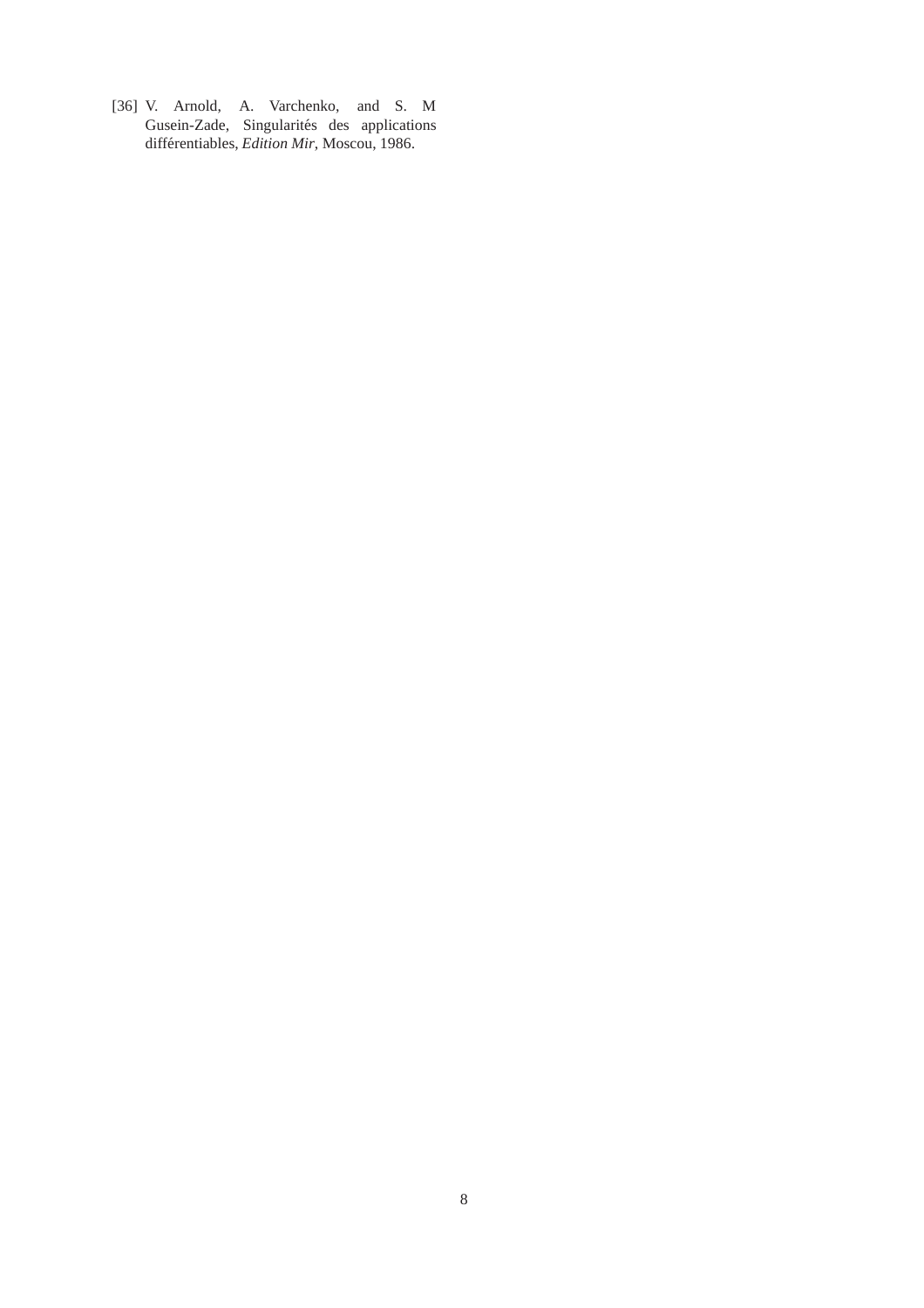[36] V. Arnold, A. Varchenko, and S. M Gusein-Zade, Singularités des applications différentiables, *Edition Mir*, Moscou, 1986.